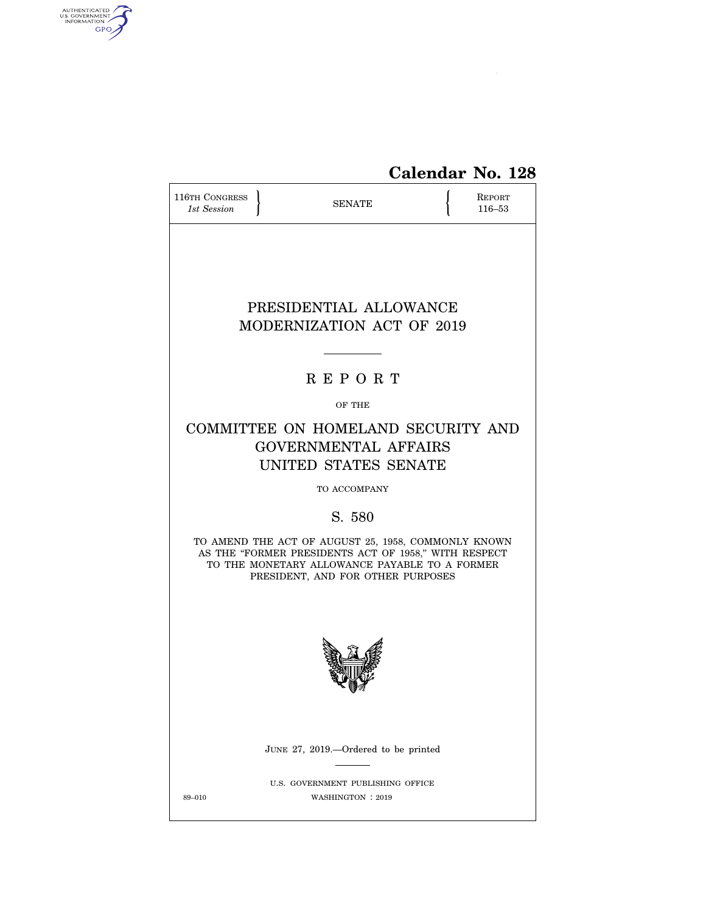**Calendar No. 128**

116TH CONGRESS
*1st Session*

SENATE

REPORT
116–53

# PRESIDENTIAL ALLOWANCE MODERNIZATION ACT OF 2019

## R E P O R T

OF THE

## COMMITTEE ON HOMELAND SECURITY AND GOVERNMENTAL AFFAIRS UNITED STATES SENATE

TO ACCOMPANY

## S. 580

TO AMEND THE ACT OF AUGUST 25, 1958, COMMONLY KNOWN AS THE "FORMER PRESIDENTS ACT OF 1958," WITH RESPECT TO THE MONETARY ALLOWANCE PAYABLE TO A FORMER PRESIDENT, AND FOR OTHER PURPOSES

JUNE 27, 2019.—Ordered to be printed

U.S. GOVERNMENT PUBLISHING OFFICE
WASHINGTON : 2019

89–010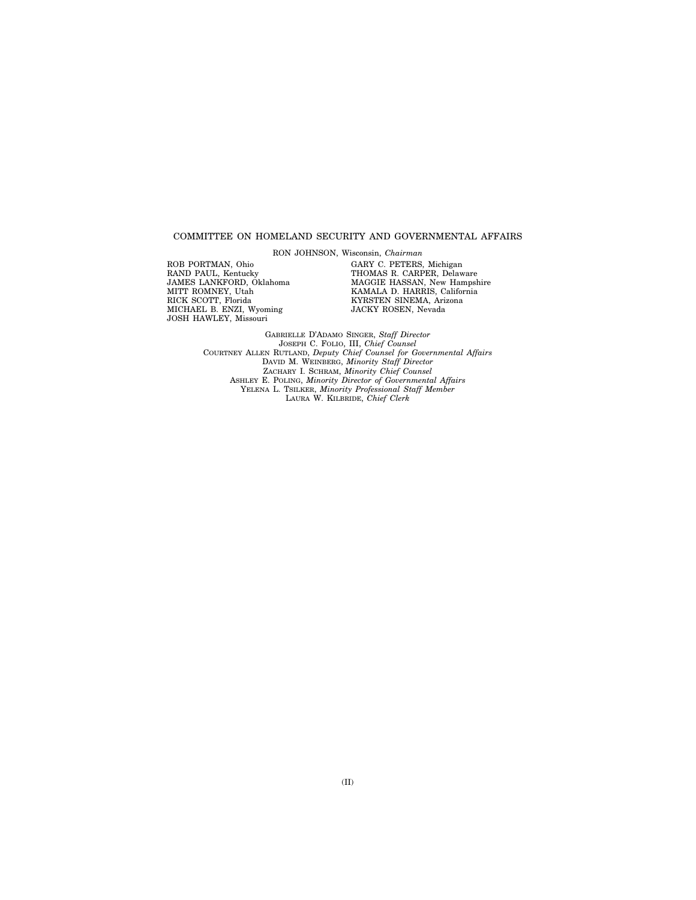COMMITTEE ON HOMELAND SECURITY AND GOVERNMENTAL AFFAIRS

RON JOHNSON, Wisconsin, *Chairman*

ROB PORTMAN, Ohio
RAND PAUL, Kentucky
JAMES LANKFORD, Oklahoma
MITT ROMNEY, Utah
RICK SCOTT, Florida
MICHAEL B. ENZI, Wyoming
JOSH HAWLEY, Missouri

GARY C. PETERS, Michigan
THOMAS R. CARPER, Delaware
MAGGIE HASSAN, New Hampshire
KAMALA D. HARRIS, California
KYRSTEN SINEMA, Arizona
JACKY ROSEN, Nevada

GABRIELLE D'ADAMO SINGER, *Staff Director*
JOSEPH C. FOLIO, III, *Chief Counsel*
COURTNEY ALLEN RUTLAND, *Deputy Chief Counsel for Governmental Affairs*
DAVID M. WEINBERG, *Minority Staff Director*
ZACHARY I. SCHRAM, *Minority Chief Counsel*
ASHLEY E. POLING, *Minority Director of Governmental Affairs*
YELENA L. TSILKER, *Minority Professional Staff Member*
LAURA W. KILBRIDE, *Chief Clerk*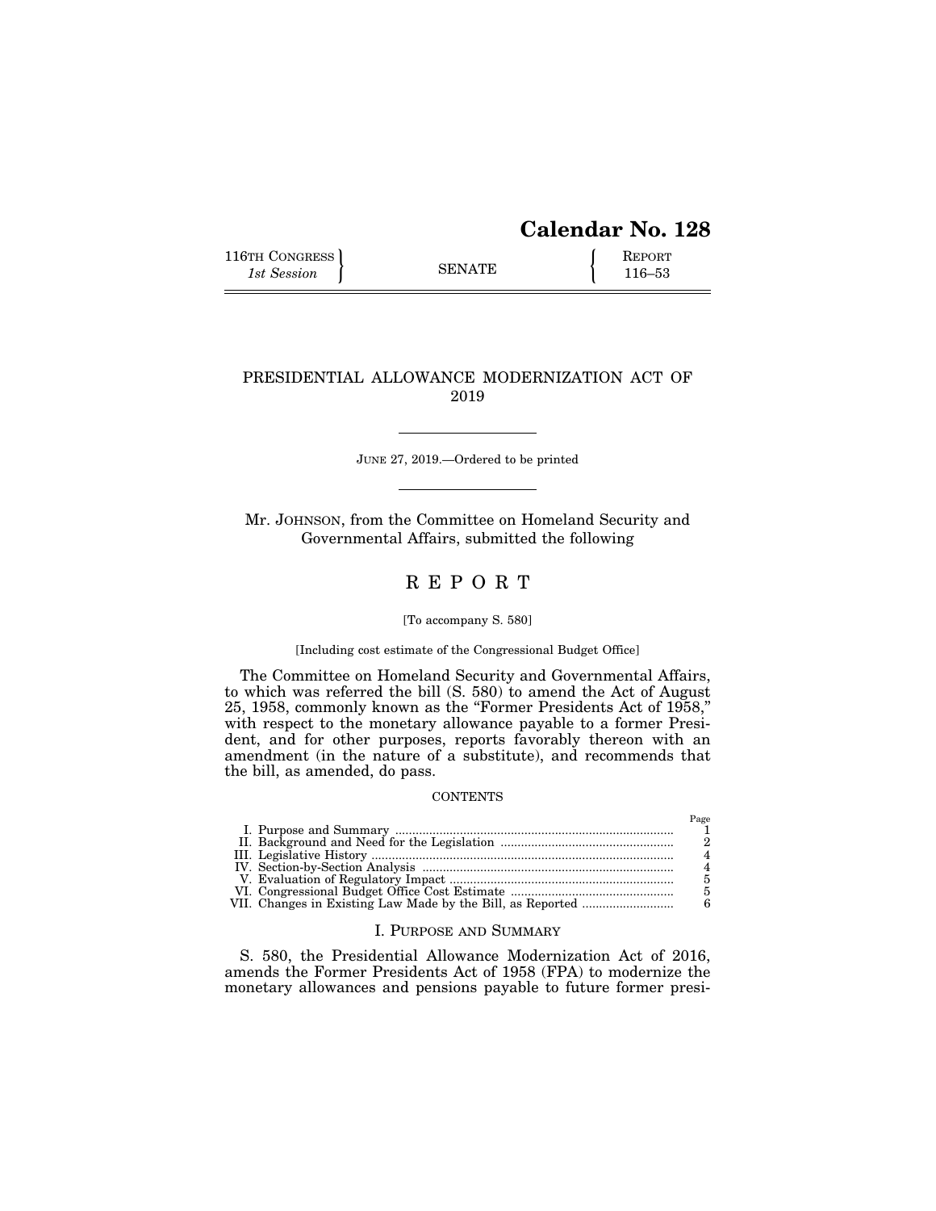# Calendar No. 128

116TH CONGRESS
*1st Session*

SENATE

REPORT
116–53

## PRESIDENTIAL ALLOWANCE MODERNIZATION ACT OF 2019

JUNE 27, 2019.—Ordered to be printed

Mr. JOHNSON, from the Committee on Homeland Security and Governmental Affairs, submitted the following

## REPORT

[To accompany S. 580]

[Including cost estimate of the Congressional Budget Office]

The Committee on Homeland Security and Governmental Affairs, to which was referred the bill (S. 580) to amend the Act of August 25, 1958, commonly known as the "Former Presidents Act of 1958," with respect to the monetary allowance payable to a former President, and for other purposes, reports favorably thereon with an amendment (in the nature of a substitute), and recommends that the bill, as amended, do pass.

CONTENTS

| | Page |
|---|---|
| I. Purpose and Summary | 1 |
| II. Background and Need for the Legislation | 2 |
| III. Legislative History | 4 |
| IV. Section-by-Section Analysis | 4 |
| V. Evaluation of Regulatory Impact | 5 |
| VI. Congressional Budget Office Cost Estimate | 5 |
| VII. Changes in Existing Law Made by the Bill, as Reported | 6 |

### I. PURPOSE AND SUMMARY

S. 580, the Presidential Allowance Modernization Act of 2016, amends the Former Presidents Act of 1958 (FPA) to modernize the monetary allowances and pensions payable to future former presi-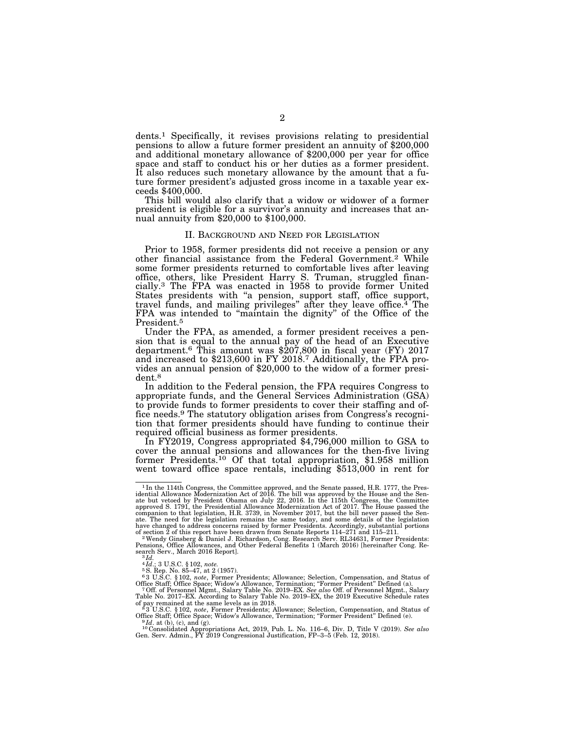dents.[1] Specifically, it revises provisions relating to presidential pensions to allow a future former president an annuity of $200,000 and additional monetary allowance of $200,000 per year for office space and staff to conduct his or her duties as a former president. It also reduces such monetary allowance by the amount that a future former president's adjusted gross income in a taxable year exceeds $400,000.

This bill would also clarify that a widow or widower of a former president is eligible for a survivor's annuity and increases that annual annuity from $20,000 to $100,000.

## II. Background and Need for Legislation

Prior to 1958, former presidents did not receive a pension or any other financial assistance from the Federal Government.[2] While some former presidents returned to comfortable lives after leaving office, others, like President Harry S. Truman, struggled financially.[3] The FPA was enacted in 1958 to provide former United States presidents with "a pension, support staff, office support, travel funds, and mailing privileges" after they leave office.[4] The FPA was intended to "maintain the dignity" of the Office of the President.[5]

Under the FPA, as amended, a former president receives a pension that is equal to the annual pay of the head of an Executive department.[6] This amount was $207,800 in fiscal year (FY) 2017 and increased to $213,600 in FY 2018.[7] Additionally, the FPA provides an annual pension of $20,000 to the widow of a former president.[8]

In addition to the Federal pension, the FPA requires Congress to appropriate funds, and the General Services Administration (GSA) to provide funds to former presidents to cover their staffing and office needs.[9] The statutory obligation arises from Congress's recognition that former presidents should have funding to continue their required official business as former presidents.

In FY2019, Congress appropriated $4,796,000 million to GSA to cover the annual pensions and allowances for the then-five living former Presidents.[10] Of that total appropriation, $1.958 million went toward office space rentals, including $513,000 in rent for

---

[1] In the 114th Congress, the Committee approved, and the Senate passed, H.R. 1777, the Presidential Allowance Modernization Act of 2016. The bill was approved by the House and the Senate but vetoed by President Obama on July 22, 2016. In the 115th Congress, the Committee approved S. 1791, the Presidential Allowance Modernization Act of 2017. The House passed the companion to that legislation, H.R. 3739, in November 2017, but the bill never passed the Senate. The need for the legislation remains the same today, and some details of the legislation have changed to address concerns raised by former Presidents. Accordingly, substantial portions of section 2 of this report have been drawn from Senate Reports 114–271 and 115–211.

[2] Wendy Ginsberg & Daniel J. Richardson, Cong. Research Serv. RL34631, Former Presidents: Pensions, Office Allowances, and Other Federal Benefits 1 (March 2016) [hereinafter Cong. Research Serv., March 2016 Report].

[3] *Id.*

[4] *Id.*; 3 U.S.C. § 102, *note*.

[5] S. Rep. No. 85–47, at 2 (1957).

[6] 3 U.S.C. § 102, *note*, Former Presidents; Allowance; Selection, Compensation, and Status of Office Staff; Office Space; Widow's Allowance, Termination; "Former President" Defined (a).

[7] Off. of Personnel Mgmt., Salary Table No. 2019–EX. *See also* Off. of Personnel Mgmt., Salary Table No. 2017–EX. According to Salary Table No. 2019–EX, the 2019 Executive Schedule rates of pay remained at the same levels as in 2018.

[8] 3 U.S.C. § 102, *note*, Former Presidents; Allowance; Selection, Compensation, and Status of Office Staff; Office Space; Widow's Allowance, Termination; "Former President" Defined (e).

[9] *Id.* at (b), (c), and (g).

[10] Consolidated Appropriations Act, 2019, Pub. L. No. 116–6, Div. D, Title V (2019). *See also* Gen. Serv. Admin., FY 2019 Congressional Justification, FP–3–5 (Feb. 12, 2018).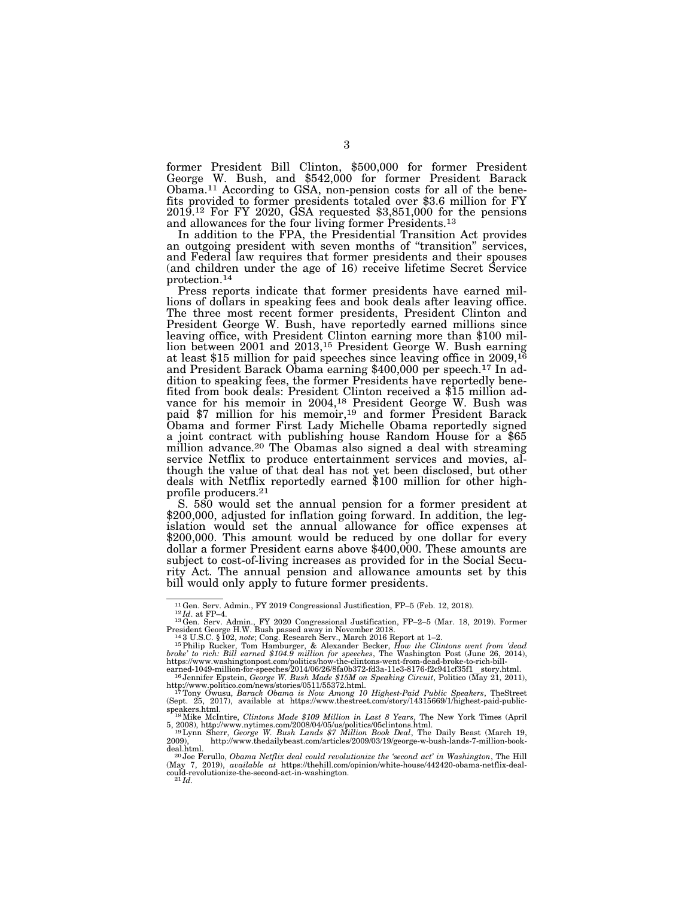former President Bill Clinton, $500,000 for former President George W. Bush, and $542,000 for former President Barack Obama.[11] According to GSA, non-pension costs for all of the benefits provided to former presidents totaled over $3.6 million for FY 2019.[12] For FY 2020, GSA requested $3,851,000 for the pensions and allowances for the four living former Presidents.[13]

In addition to the FPA, the Presidential Transition Act provides an outgoing president with seven months of "transition" services, and Federal law requires that former presidents and their spouses (and children under the age of 16) receive lifetime Secret Service protection.[14]

Press reports indicate that former presidents have earned millions of dollars in speaking fees and book deals after leaving office. The three most recent former presidents, President Clinton and President George W. Bush, have reportedly earned millions since leaving office, with President Clinton earning more than $100 million between 2001 and 2013,[15] President George W. Bush earning at least $15 million for paid speeches since leaving office in 2009,[16] and President Barack Obama earning $400,000 per speech.[17] In addition to speaking fees, the former Presidents have reportedly benefited from book deals: President Clinton received a $15 million advance for his memoir in 2004,[18] President George W. Bush was paid $7 million for his memoir,[19] and former President Barack Obama and former First Lady Michelle Obama reportedly signed a joint contract with publishing house Random House for a $65 million advance.[20] The Obamas also signed a deal with streaming service Netflix to produce entertainment services and movies, although the value of that deal has not yet been disclosed, but other deals with Netflix reportedly earned $100 million for other high-profile producers.[21]

S. 580 would set the annual pension for a former president at $200,000, adjusted for inflation going forward. In addition, the legislation would set the annual allowance for office expenses at $200,000. This amount would be reduced by one dollar for every dollar a former President earns above $400,000. These amounts are subject to cost-of-living increases as provided for in the Social Security Act. The annual pension and allowance amounts set by this bill would only apply to future former presidents.

---

[11] Gen. Serv. Admin., FY 2019 Congressional Justification, FP–5 (Feb. 12, 2018).

[12] *Id*. at FP–4.

[13] Gen. Serv. Admin., FY 2020 Congressional Justification, FP–2–5 (Mar. 18, 2019). Former President George H.W. Bush passed away in November 2018.

[14] 3 U.S.C. § 102, *note*; Cong. Research Serv., March 2016 Report at 1–2.

[15] Philip Rucker, Tom Hamburger, & Alexander Becker, *How the Clintons went from 'dead broke' to rich: Bill earned $104.9 million for speeches*, The Washington Post (June 26, 2014), https://www.washingtonpost.com/politics/how-the-clintons-went-from-dead-broke-to-rich-bill-earned-1049-million-for-speeches/2014/06/26/8fa0b372-fd3a-11e3-8176-f2c941cf35f1_story.html.

[16] Jennifer Epstein, *George W. Bush Made $15M on Speaking Circuit*, Politico (May 21, 2011), http://www.politico.com/news/stories/0511/55372.html.

[17] Tony Owusu, *Barack Obama is Now Among 10 Highest-Paid Public Speakers*, TheStreet (Sept. 25, 2017), available at https://www.thestreet.com/story/14315669/1/highest-paid-public-speakers.html.

[18] Mike McIntire, *Clintons Made $109 Million in Last 8 Years*, The New York Times (April 5, 2008), http://www.nytimes.com/2008/04/05/us/politics/05clintons.html.

[19] Lynn Sherr, *George W. Bush Lands $7 Million Book Deal*, The Daily Beast (March 19, 2009), http://www.thedailybeast.com/articles/2009/03/19/george-w-bush-lands-7-million-book-deal.html.

[20] Joe Ferullo, *Obama Netflix deal could revolutionize the 'second act' in Washington*, The Hill (May 7, 2019), *available at* https://thehill.com/opinion/white-house/442420-obama-netflix-deal-could-revolutionize-the-second-act-in-washington.

[21] *Id.*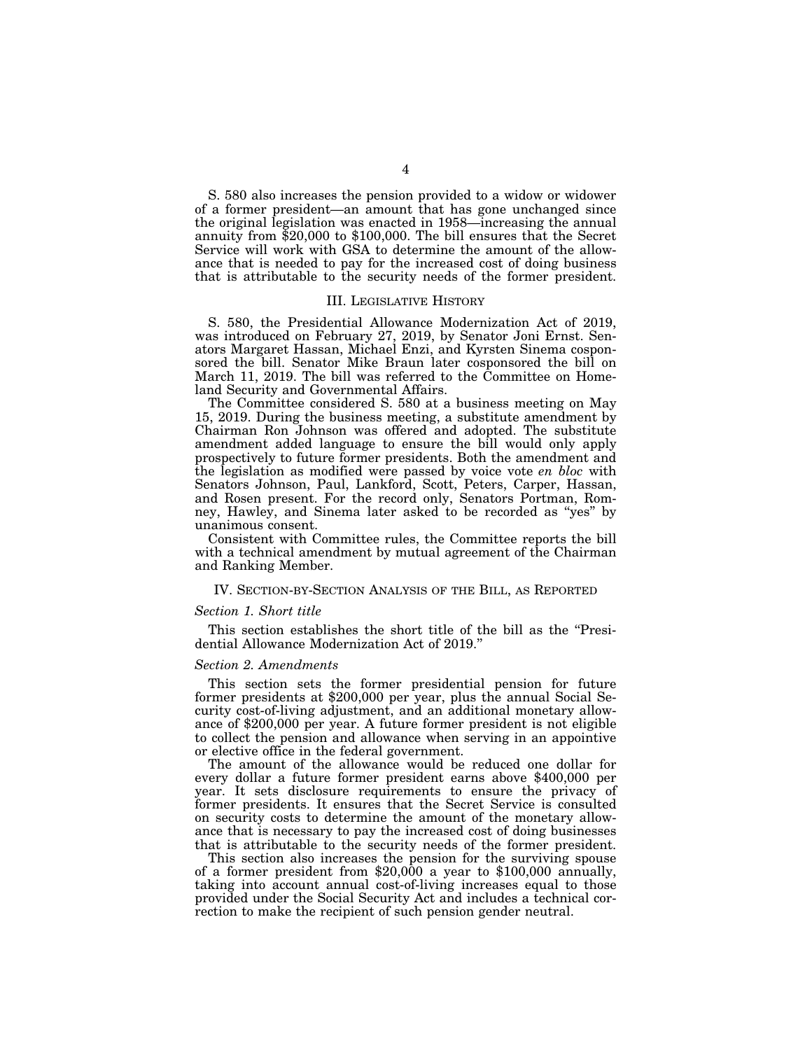S. 580 also increases the pension provided to a widow or widower of a former president—an amount that has gone unchanged since the original legislation was enacted in 1958—increasing the annual annuity from $20,000 to $100,000. The bill ensures that the Secret Service will work with GSA to determine the amount of the allowance that is needed to pay for the increased cost of doing business that is attributable to the security needs of the former president.

## III. Legislative History

S. 580, the Presidential Allowance Modernization Act of 2019, was introduced on February 27, 2019, by Senator Joni Ernst. Senators Margaret Hassan, Michael Enzi, and Kyrsten Sinema cosponsored the bill. Senator Mike Braun later cosponsored the bill on March 11, 2019. The bill was referred to the Committee on Homeland Security and Governmental Affairs.

The Committee considered S. 580 at a business meeting on May 15, 2019. During the business meeting, a substitute amendment by Chairman Ron Johnson was offered and adopted. The substitute amendment added language to ensure the bill would only apply prospectively to future former presidents. Both the amendment and the legislation as modified were passed by voice vote *en bloc* with Senators Johnson, Paul, Lankford, Scott, Peters, Carper, Hassan, and Rosen present. For the record only, Senators Portman, Romney, Hawley, and Sinema later asked to be recorded as "yes" by unanimous consent.

Consistent with Committee rules, the Committee reports the bill with a technical amendment by mutual agreement of the Chairman and Ranking Member.

## IV. Section-by-Section Analysis of the Bill, as Reported

### *Section 1. Short title*

This section establishes the short title of the bill as the "Presidential Allowance Modernization Act of 2019."

### *Section 2. Amendments*

This section sets the former presidential pension for future former presidents at $200,000 per year, plus the annual Social Security cost-of-living adjustment, and an additional monetary allowance of $200,000 per year. A future former president is not eligible to collect the pension and allowance when serving in an appointive or elective office in the federal government.

The amount of the allowance would be reduced one dollar for every dollar a future former president earns above $400,000 per year. It sets disclosure requirements to ensure the privacy of former presidents. It ensures that the Secret Service is consulted on security costs to determine the amount of the monetary allowance that is necessary to pay the increased cost of doing businesses that is attributable to the security needs of the former president.

This section also increases the pension for the surviving spouse of a former president from $20,000 a year to $100,000 annually, taking into account annual cost-of-living increases equal to those provided under the Social Security Act and includes a technical correction to make the recipient of such pension gender neutral.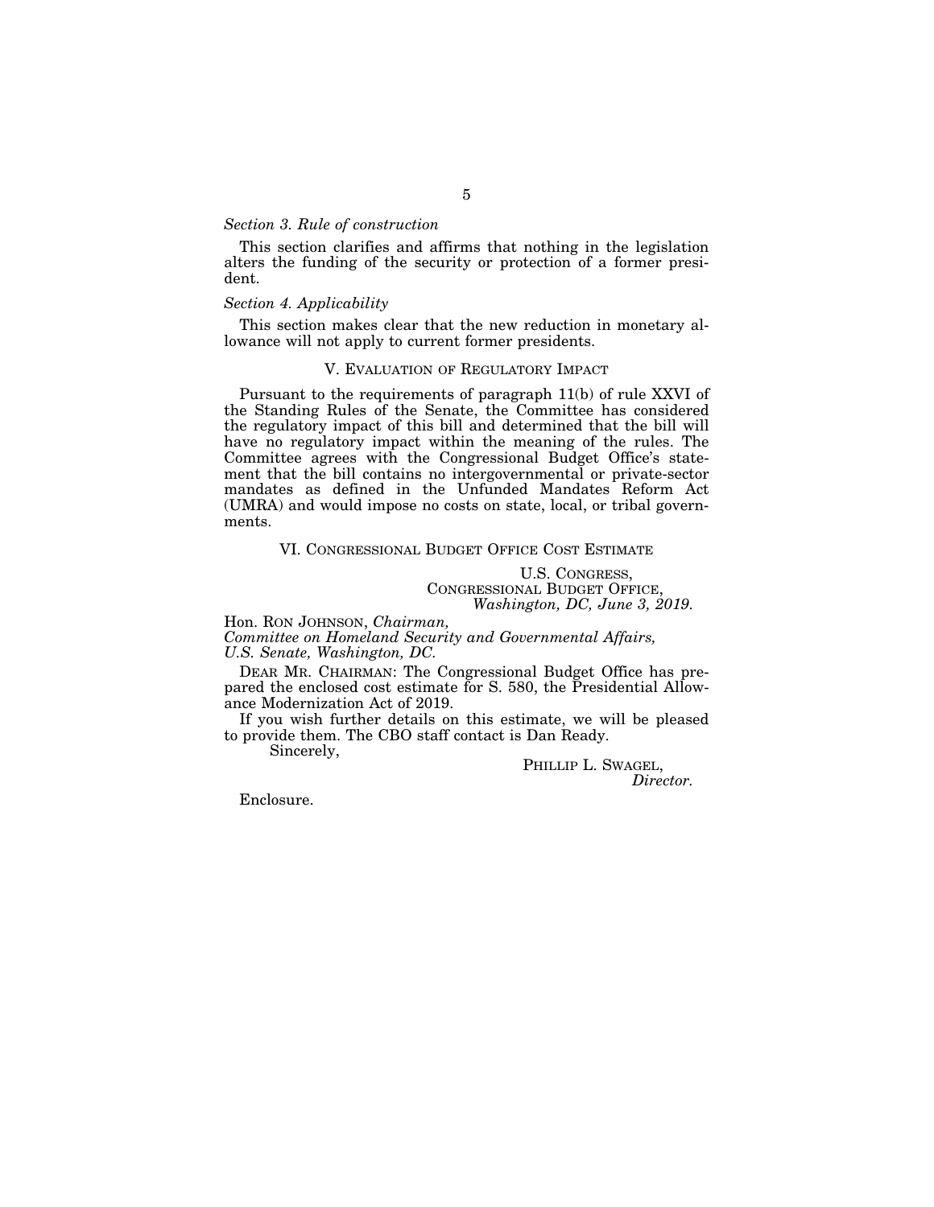*Section 3. Rule of construction*

This section clarifies and affirms that nothing in the legislation alters the funding of the security or protection of a former president.

*Section 4. Applicability*

This section makes clear that the new reduction in monetary allowance will not apply to current former presidents.

## V. EVALUATION OF REGULATORY IMPACT

Pursuant to the requirements of paragraph 11(b) of rule XXVI of the Standing Rules of the Senate, the Committee has considered the regulatory impact of this bill and determined that the bill will have no regulatory impact within the meaning of the rules. The Committee agrees with the Congressional Budget Office's statement that the bill contains no intergovernmental or private-sector mandates as defined in the Unfunded Mandates Reform Act (UMRA) and would impose no costs on state, local, or tribal governments.

## VI. CONGRESSIONAL BUDGET OFFICE COST ESTIMATE

U.S. CONGRESS,
CONGRESSIONAL BUDGET OFFICE,
*Washington, DC, June 3, 2019.*

Hon. RON JOHNSON, *Chairman,*
*Committee on Homeland Security and Governmental Affairs,*
*U.S. Senate, Washington, DC.*

DEAR MR. CHAIRMAN: The Congressional Budget Office has prepared the enclosed cost estimate for S. 580, the Presidential Allowance Modernization Act of 2019.

If you wish further details on this estimate, we will be pleased to provide them. The CBO staff contact is Dan Ready.

Sincerely,

PHILLIP L. SWAGEL,
*Director.*

Enclosure.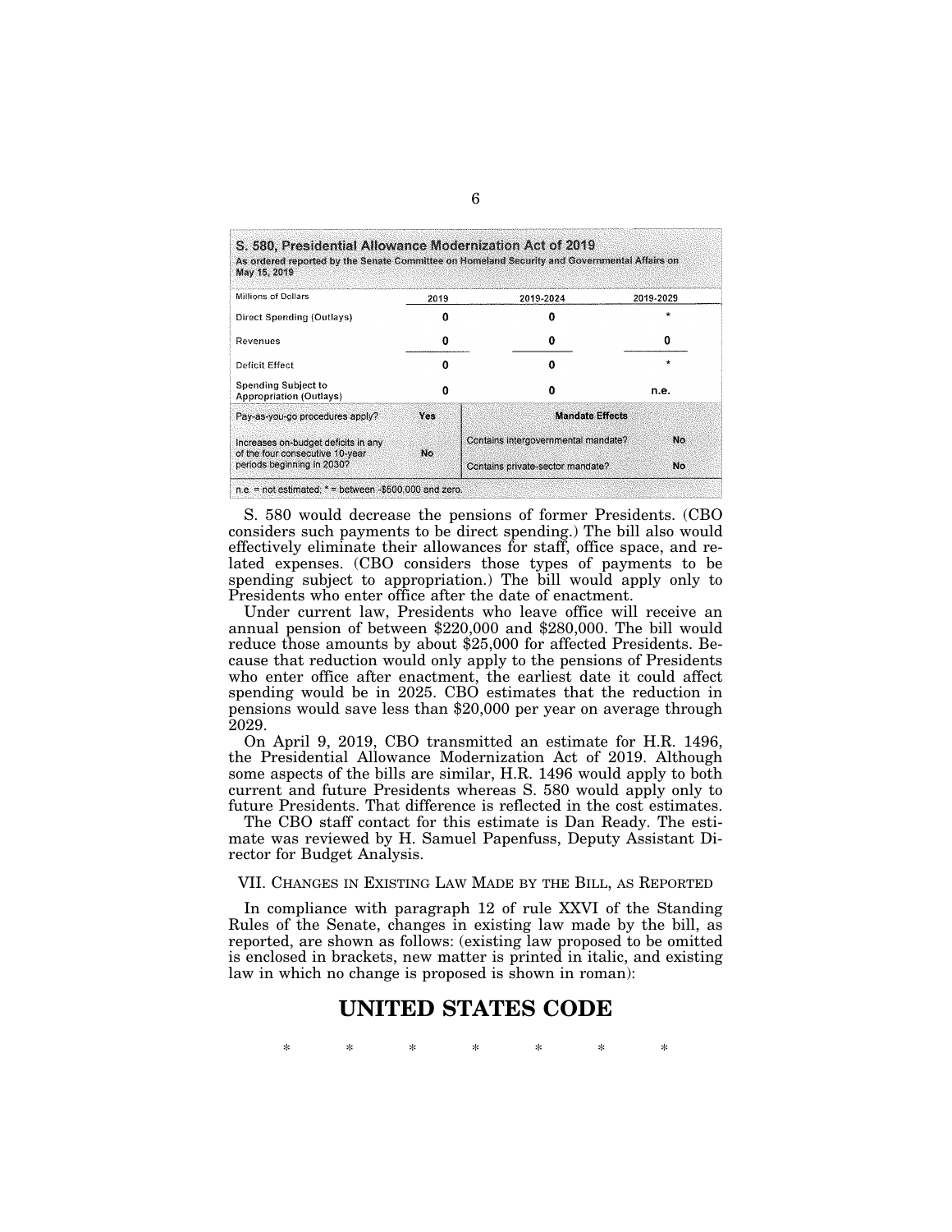**S. 580, Presidential Allowance Modernization Act of 2019**
As ordered reported by the Senate Committee on Homeland Security and Governmental Affairs on May 15, 2019

| Millions of Dollars | 2019 | 2019-2024 | 2019-2029 |
|---|---|---|---|
| Direct Spending (Outlays) | 0 | 0 | * |
| Revenues | 0 | 0 | 0 |
| Deficit Effect | 0 | 0 | * |
| Spending Subject to Appropriation (Outlays) | 0 | 0 | n.e. |

| | | Mandate Effects | |
|---|---|---|---|
| Pay-as-you-go procedures apply? | Yes | | |
| Increases on-budget deficits in any of the four consecutive 10-year periods beginning in 2030? | No | Contains intergovernmental mandate? | No |
| | | Contains private-sector mandate? | No |

n.e. = not estimated; * = between -$500,000 and zero.

S. 580 would decrease the pensions of former Presidents. (CBO considers such payments to be direct spending.) The bill also would effectively eliminate their allowances for staff, office space, and related expenses. (CBO considers those types of payments to be spending subject to appropriation.) The bill would apply only to Presidents who enter office after the date of enactment.

Under current law, Presidents who leave office will receive an annual pension of between $220,000 and $280,000. The bill would reduce those amounts by about $25,000 for affected Presidents. Because that reduction would only apply to the pensions of Presidents who enter office after enactment, the earliest date it could affect spending would be in 2025. CBO estimates that the reduction in pensions would save less than $20,000 per year on average through 2029.

On April 9, 2019, CBO transmitted an estimate for H.R. 1496, the Presidential Allowance Modernization Act of 2019. Although some aspects of the bills are similar, H.R. 1496 would apply to both current and future Presidents whereas S. 580 would apply only to future Presidents. That difference is reflected in the cost estimates.

The CBO staff contact for this estimate is Dan Ready. The estimate was reviewed by H. Samuel Papenfuss, Deputy Assistant Director for Budget Analysis.

## VII. Changes in Existing Law Made by the Bill, as Reported

In compliance with paragraph 12 of rule XXVI of the Standing Rules of the Senate, changes in existing law made by the bill, as reported, are shown as follows: (existing law proposed to be omitted is enclosed in brackets, new matter is printed in italic, and existing law in which no change is proposed is shown in roman):

# UNITED STATES CODE

\* \* \* \* \* \* \*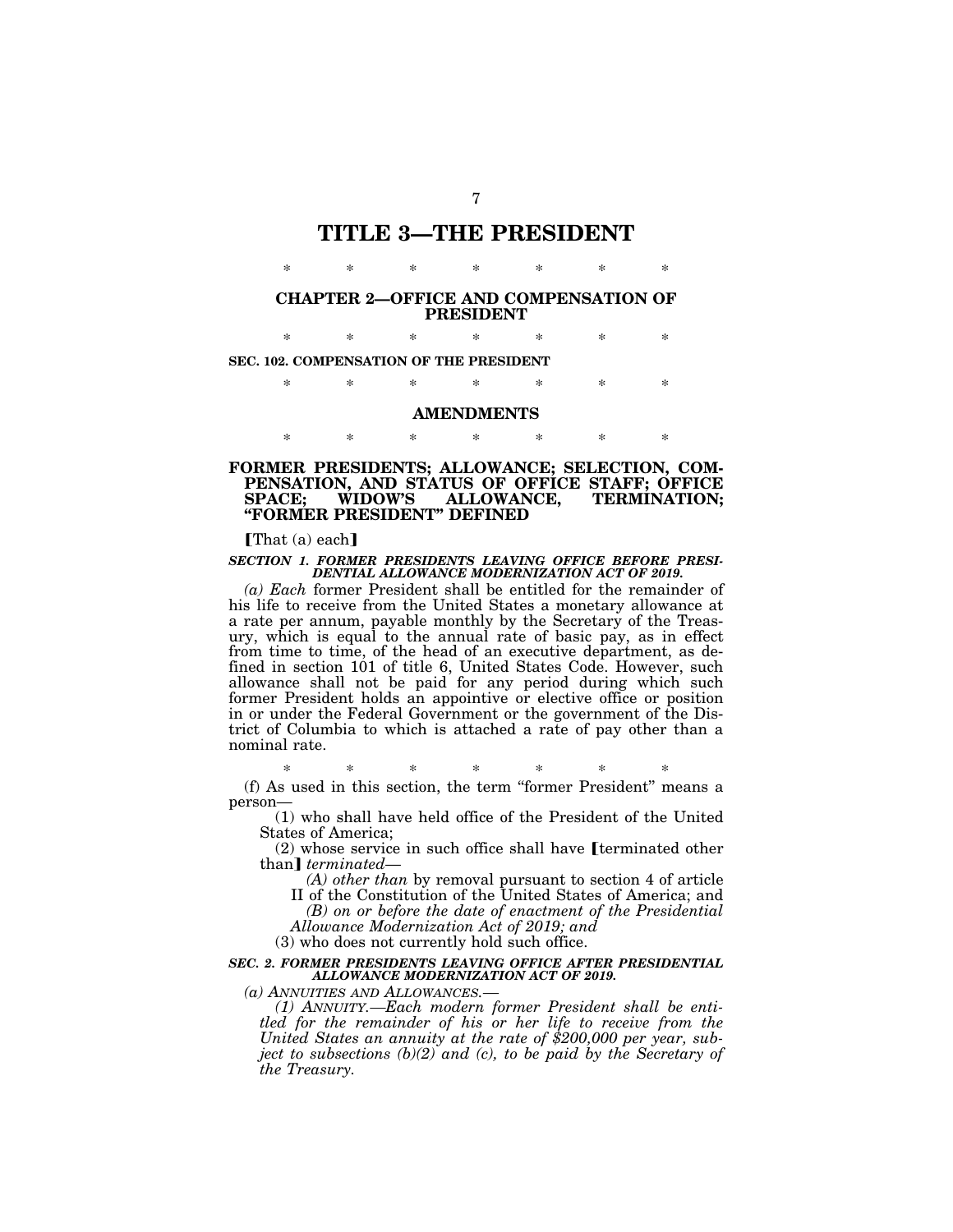# TITLE 3—THE PRESIDENT

\* \* \* \* \* \* \*

## CHAPTER 2—OFFICE AND COMPENSATION OF PRESIDENT

\* \* \* \* \* \* \*

**SEC. 102. COMPENSATION OF THE PRESIDENT**

\* \* \* \* \* \* \*

### AMENDMENTS

\* \* \* \* \* \* \*

### FORMER PRESIDENTS; ALLOWANCE; SELECTION, COMPENSATION, AND STATUS OF OFFICE STAFF; OFFICE SPACE; WIDOW'S ALLOWANCE, TERMINATION; "FORMER PRESIDENT" DEFINED

⟦That (a) each⟧

***SECTION 1. FORMER PRESIDENTS LEAVING OFFICE BEFORE PRESIDENTIAL ALLOWANCE MODERNIZATION ACT OF 2019.***

*(a) Each* former President shall be entitled for the remainder of his life to receive from the United States a monetary allowance at a rate per annum, payable monthly by the Secretary of the Treasury, which is equal to the annual rate of basic pay, as in effect from time to time, of the head of an executive department, as defined in section 101 of title 6, United States Code. However, such allowance shall not be paid for any period during which such former President holds an appointive or elective office or position in or under the Federal Government or the government of the District of Columbia to which is attached a rate of pay other than a nominal rate.

\* \* \* \* \* \* \*

(f) As used in this section, the term "former President" means a person—

(1) who shall have held office of the President of the United States of America;

(2) whose service in such office shall have ⟦terminated other than⟧ *terminated—*

*(A) other than* by removal pursuant to section 4 of article II of the Constitution of the United States of America; and

*(B) on or before the date of enactment of the Presidential Allowance Modernization Act of 2019; and*

(3) who does not currently hold such office.

***SEC. 2. FORMER PRESIDENTS LEAVING OFFICE AFTER PRESIDENTIAL ALLOWANCE MODERNIZATION ACT OF 2019.***

*(a) ANNUITIES AND ALLOWANCES.—*

*(1) ANNUITY.—Each modern former President shall be entitled for the remainder of his or her life to receive from the United States an annuity at the rate of $200,000 per year, subject to subsections (b)(2) and (c), to be paid by the Secretary of the Treasury.*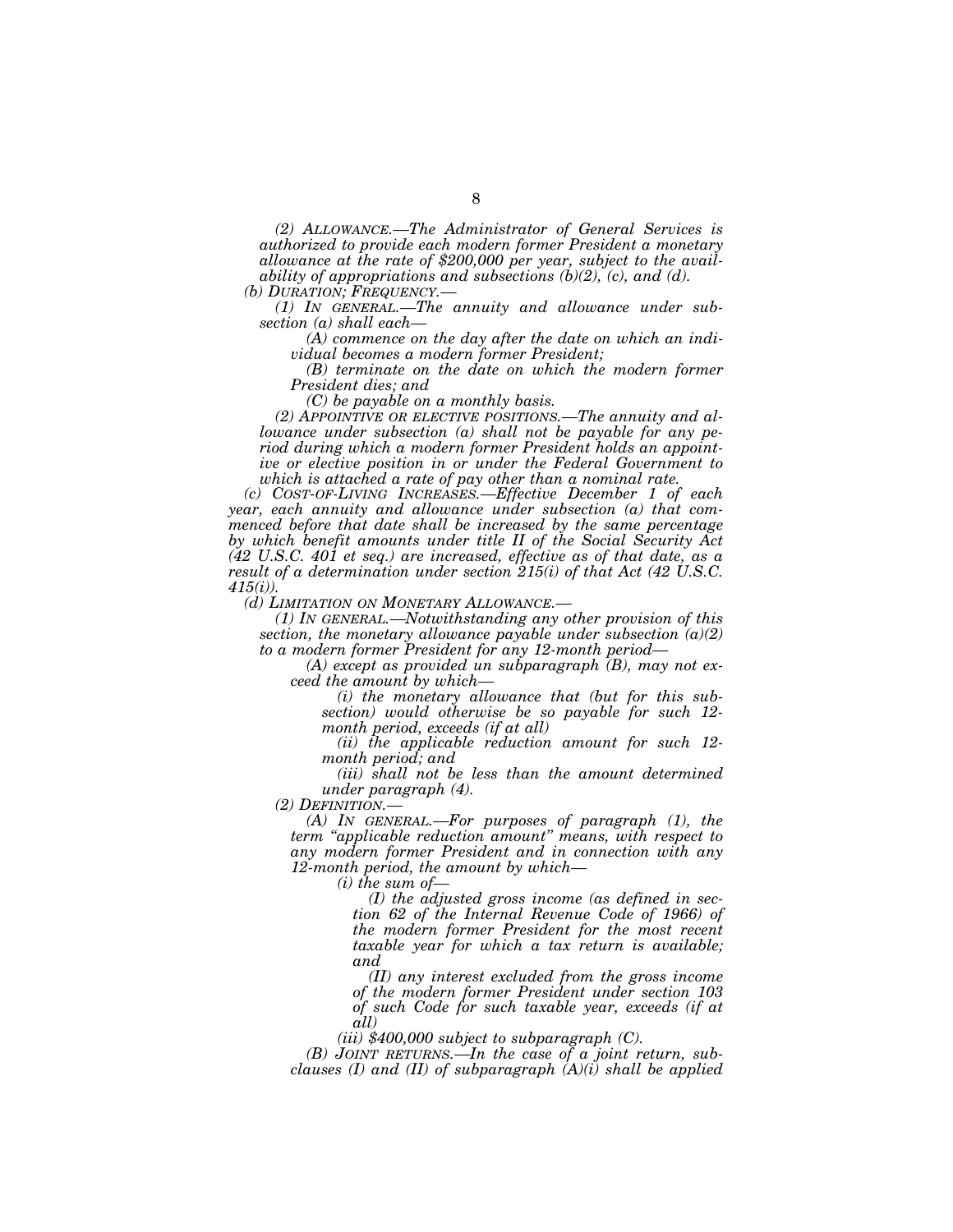*(2) ALLOWANCE.—The Administrator of General Services is authorized to provide each modern former President a monetary allowance at the rate of $200,000 per year, subject to the availability of appropriations and subsections (b)(2), (c), and (d).*

*(b) DURATION; FREQUENCY.—*

*(1) IN GENERAL.—The annuity and allowance under subsection (a) shall each—*

*(A) commence on the day after the date on which an individual becomes a modern former President;*

*(B) terminate on the date on which the modern former President dies; and*

*(C) be payable on a monthly basis.*

*(2) APPOINTIVE OR ELECTIVE POSITIONS.—The annuity and allowance under subsection (a) shall not be payable for any period during which a modern former President holds an appointive or elective position in or under the Federal Government to which is attached a rate of pay other than a nominal rate.*

*(c) COST-OF-LIVING INCREASES.—Effective December 1 of each year, each annuity and allowance under subsection (a) that commenced before that date shall be increased by the same percentage by which benefit amounts under title II of the Social Security Act (42 U.S.C. 401 et seq.) are increased, effective as of that date, as a result of a determination under section 215(i) of that Act (42 U.S.C. 415(i)).*

*(d) LIMITATION ON MONETARY ALLOWANCE.—*

*(1) IN GENERAL.—Notwithstanding any other provision of this section, the monetary allowance payable under subsection (a)(2) to a modern former President for any 12-month period—*

*(A) except as provided un subparagraph (B), may not exceed the amount by which—*

*(i) the monetary allowance that (but for this subsection) would otherwise be so payable for such 12-month period, exceeds (if at all)*

*(ii) the applicable reduction amount for such 12-month period; and*

*(iii) shall not be less than the amount determined under paragraph (4).*

*(2) DEFINITION.—*

*(A) IN GENERAL.—For purposes of paragraph (1), the term "applicable reduction amount" means, with respect to any modern former President and in connection with any 12-month period, the amount by which—*

*(i) the sum of—*

*(I) the adjusted gross income (as defined in section 62 of the Internal Revenue Code of 1966) of the modern former President for the most recent taxable year for which a tax return is available; and*

*(II) any interest excluded from the gross income of the modern former President under section 103 of such Code for such taxable year, exceeds (if at all)*

*(iii) $400,000 subject to subparagraph (C).*

*(B) JOINT RETURNS.—In the case of a joint return, subclauses (I) and (II) of subparagraph (A)(i) shall be applied*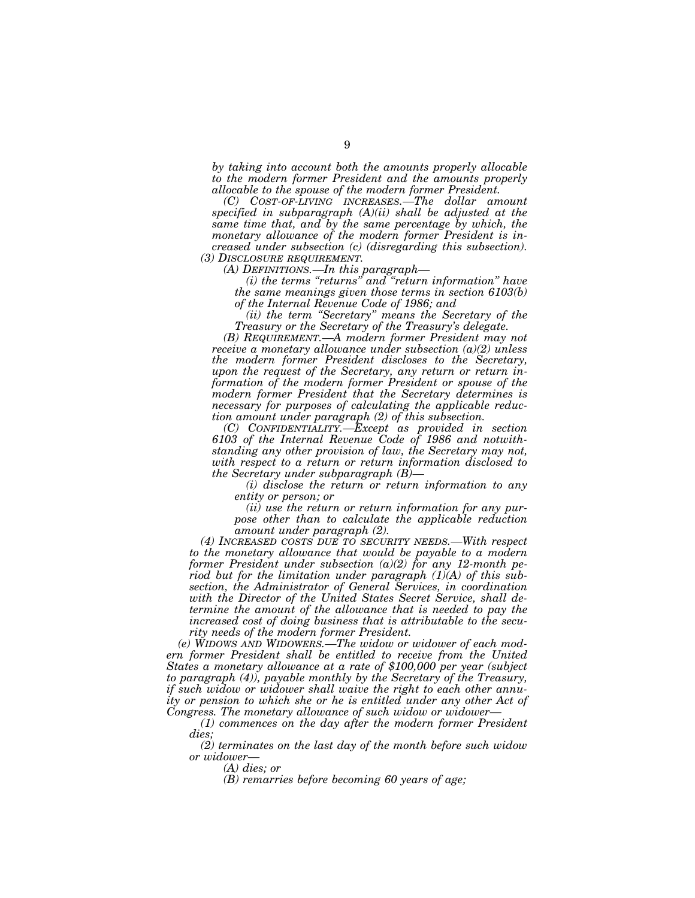*by taking into account both the amounts properly allocable to the modern former President and the amounts properly allocable to the spouse of the modern former President.*

*(C) COST-OF-LIVING INCREASES.—The dollar amount specified in subparagraph (A)(ii) shall be adjusted at the same time that, and by the same percentage by which, the monetary allowance of the modern former President is increased under subsection (c) (disregarding this subsection).*

*(3) DISCLOSURE REQUIREMENT.*

*(A) DEFINITIONS.—In this paragraph—*

*(i) the terms "returns" and "return information" have the same meanings given those terms in section 6103(b) of the Internal Revenue Code of 1986; and*

*(ii) the term "Secretary" means the Secretary of the Treasury or the Secretary of the Treasury's delegate.*

*(B) REQUIREMENT.—A modern former President may not receive a monetary allowance under subsection (a)(2) unless the modern former President discloses to the Secretary, upon the request of the Secretary, any return or return information of the modern former President or spouse of the modern former President that the Secretary determines is necessary for purposes of calculating the applicable reduction amount under paragraph (2) of this subsection.*

*(C) CONFIDENTIALITY.—Except as provided in section 6103 of the Internal Revenue Code of 1986 and notwithstanding any other provision of law, the Secretary may not, with respect to a return or return information disclosed to the Secretary under subparagraph (B)—*

*(i) disclose the return or return information to any entity or person; or*

*(ii) use the return or return information for any purpose other than to calculate the applicable reduction amount under paragraph (2).*

*(4) INCREASED COSTS DUE TO SECURITY NEEDS.—With respect to the monetary allowance that would be payable to a modern former President under subsection (a)(2) for any 12-month period but for the limitation under paragraph (1)(A) of this subsection, the Administrator of General Services, in coordination with the Director of the United States Secret Service, shall determine the amount of the allowance that is needed to pay the increased cost of doing business that is attributable to the security needs of the modern former President.*

*(e) WIDOWS AND WIDOWERS.—The widow or widower of each modern former President shall be entitled to receive from the United States a monetary allowance at a rate of $100,000 per year (subject to paragraph (4)), payable monthly by the Secretary of the Treasury, if such widow or widower shall waive the right to each other annuity or pension to which she or he is entitled under any other Act of Congress. The monetary allowance of such widow or widower—*

*(1) commences on the day after the modern former President dies;*

*(2) terminates on the last day of the month before such widow or widower—*

*(A) dies; or*

*(B) remarries before becoming 60 years of age;*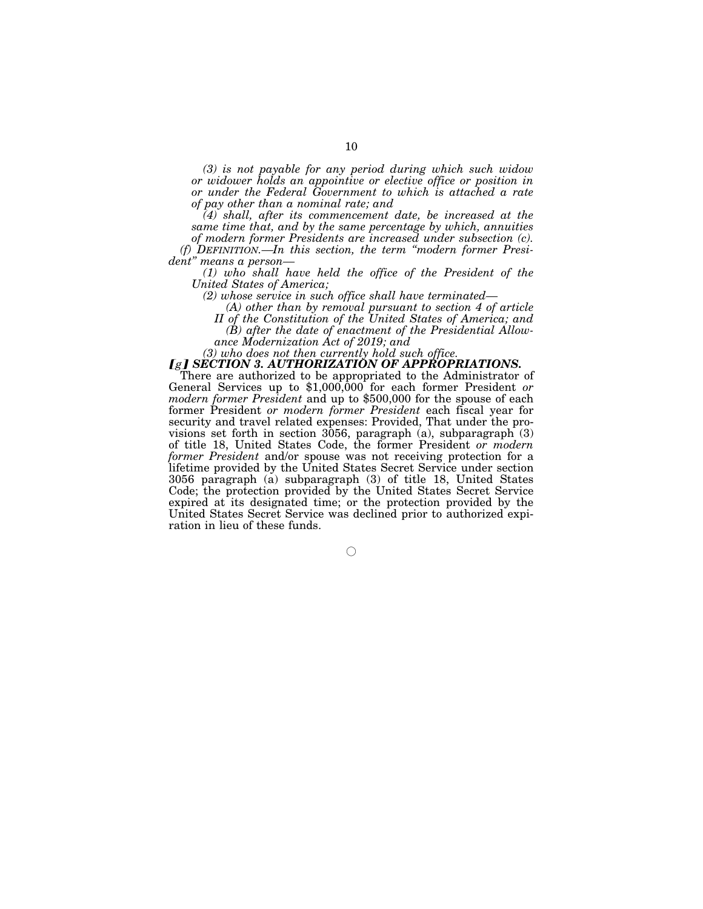*(3) is not payable for any period during which such widow or widower holds an appointive or elective office or position in or under the Federal Government to which is attached a rate of pay other than a nominal rate; and*

*(4) shall, after its commencement date, be increased at the same time that, and by the same percentage by which, annuities of modern former Presidents are increased under subsection (c).*

*(f) DEFINITION.—In this section, the term "modern former President" means a person—*

*(1) who shall have held the office of the President of the United States of America;*

*(2) whose service in such office shall have terminated—*

*(A) other than by removal pursuant to section 4 of article II of the Constitution of the United States of America; and*

*(B) after the date of enactment of the Presidential Allowance Modernization Act of 2019; and*

*(3) who does not then currently hold such office.*

**[*g*] *SECTION 3. AUTHORIZATION OF APPROPRIATIONS.***

There are authorized to be appropriated to the Administrator of General Services up to $1,000,000 for each former President *or modern former President* and up to $500,000 for the spouse of each former President *or modern former President* each fiscal year for security and travel related expenses: Provided, That under the provisions set forth in section 3056, paragraph (a), subparagraph (3) of title 18, United States Code, the former President *or modern former President* and/or spouse was not receiving protection for a lifetime provided by the United States Secret Service under section 3056 paragraph (a) subparagraph (3) of title 18, United States Code; the protection provided by the United States Secret Service expired at its designated time; or the protection provided by the United States Secret Service was declined prior to authorized expiration in lieu of these funds.